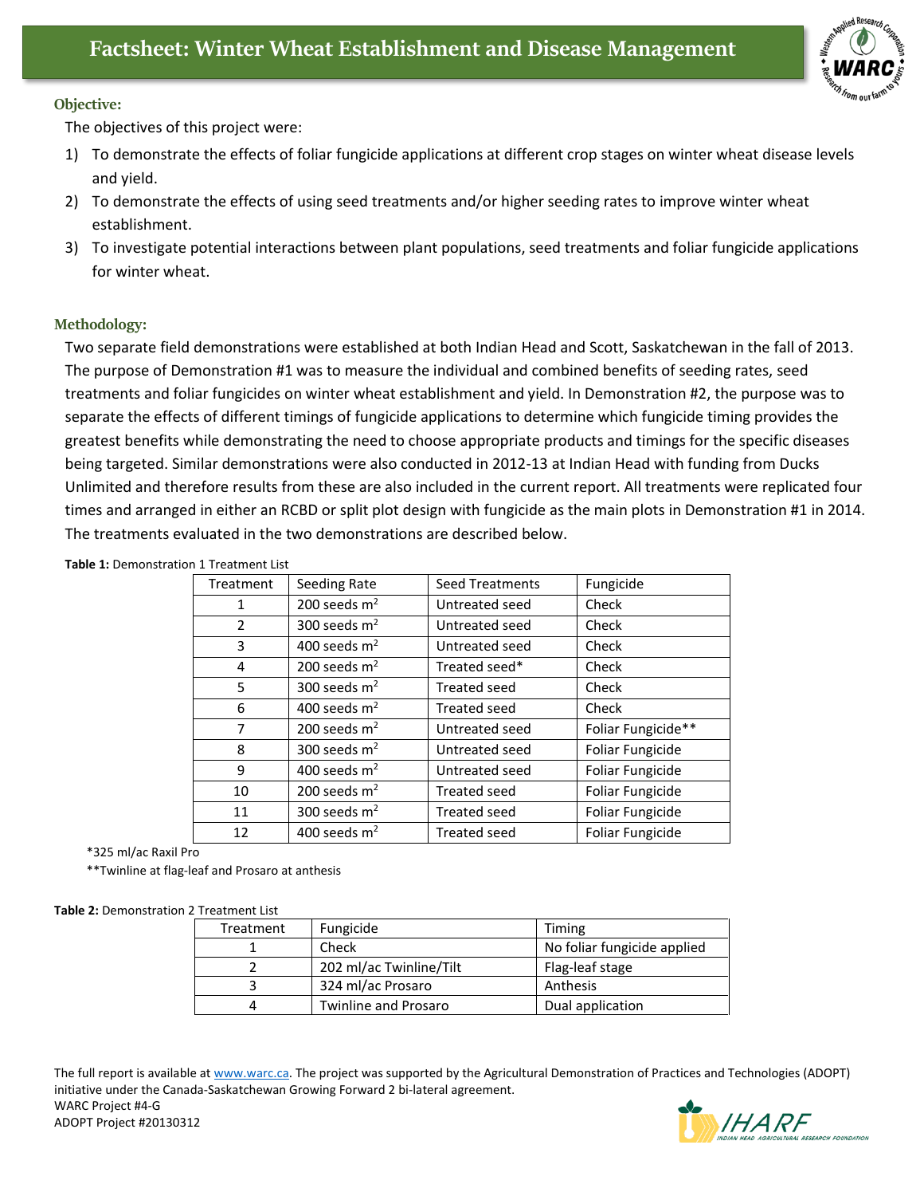# Factsheet: Winter Wheat Establishment and Disease Management

## Objective:

The objectives of this project were:

1) To demonstrate the effects of foliar fungicide applications at different crop stages on winter wheat disease levels and yield.
2) To demonstrate the effects of using seed treatments and/or higher seeding rates to improve winter wheat establishment.
3) To investigate potential interactions between plant populations, seed treatments and foliar fungicide applications for winter wheat.

## Methodology:

Two separate field demonstrations were established at both Indian Head and Scott, Saskatchewan in the fall of 2013. The purpose of Demonstration #1 was to measure the individual and combined benefits of seeding rates, seed treatments and foliar fungicides on winter wheat establishment and yield. In Demonstration #2, the purpose was to separate the effects of different timings of fungicide applications to determine which fungicide timing provides the greatest benefits while demonstrating the need to choose appropriate products and timings for the specific diseases being targeted. Similar demonstrations were also conducted in 2012-13 at Indian Head with funding from Ducks Unlimited and therefore results from these are also included in the current report. All treatments were replicated four times and arranged in either an RCBD or split plot design with fungicide as the main plots in Demonstration #1 in 2014. The treatments evaluated in the two demonstrations are described below.

**Table 1:** Demonstration 1 Treatment List

| Treatment | Seeding Rate | Seed Treatments | Fungicide |
|---|---|---|---|
| 1 | 200 seeds $m^2$ | Untreated seed | Check |
| 2 | 300 seeds $m^2$ | Untreated seed | Check |
| 3 | 400 seeds $m^2$ | Untreated seed | Check |
| 4 | 200 seeds $m^2$ | Treated seed* | Check |
| 5 | 300 seeds $m^2$ | Treated seed | Check |
| 6 | 400 seeds $m^2$ | Treated seed | Check |
| 7 | 200 seeds $m^2$ | Untreated seed | Foliar Fungicide** |
| 8 | 300 seeds $m^2$ | Untreated seed | Foliar Fungicide |
| 9 | 400 seeds $m^2$ | Untreated seed | Foliar Fungicide |
| 10 | 200 seeds $m^2$ | Treated seed | Foliar Fungicide |
| 11 | 300 seeds $m^2$ | Treated seed | Foliar Fungicide |
| 12 | 400 seeds $m^2$ | Treated seed | Foliar Fungicide |

*325 ml/ac Raxil Pro

**Twinline at flag-leaf and Prosaro at anthesis

**Table 2:** Demonstration 2 Treatment List

| Treatment | Fungicide | Timing |
|---|---|---|
| 1 | Check | No foliar fungicide applied |
| 2 | 202 ml/ac Twinline/Tilt | Flag-leaf stage |
| 3 | 324 ml/ac Prosaro | Anthesis |
| 4 | Twinline and Prosaro | Dual application |

The full report is available at www.warc.ca. The project was supported by the Agricultural Demonstration of Practices and Technologies (ADOPT) initiative under the Canada-Saskatchewan Growing Forward 2 bi-lateral agreement.
WARC Project #4-G
ADOPT Project #20130312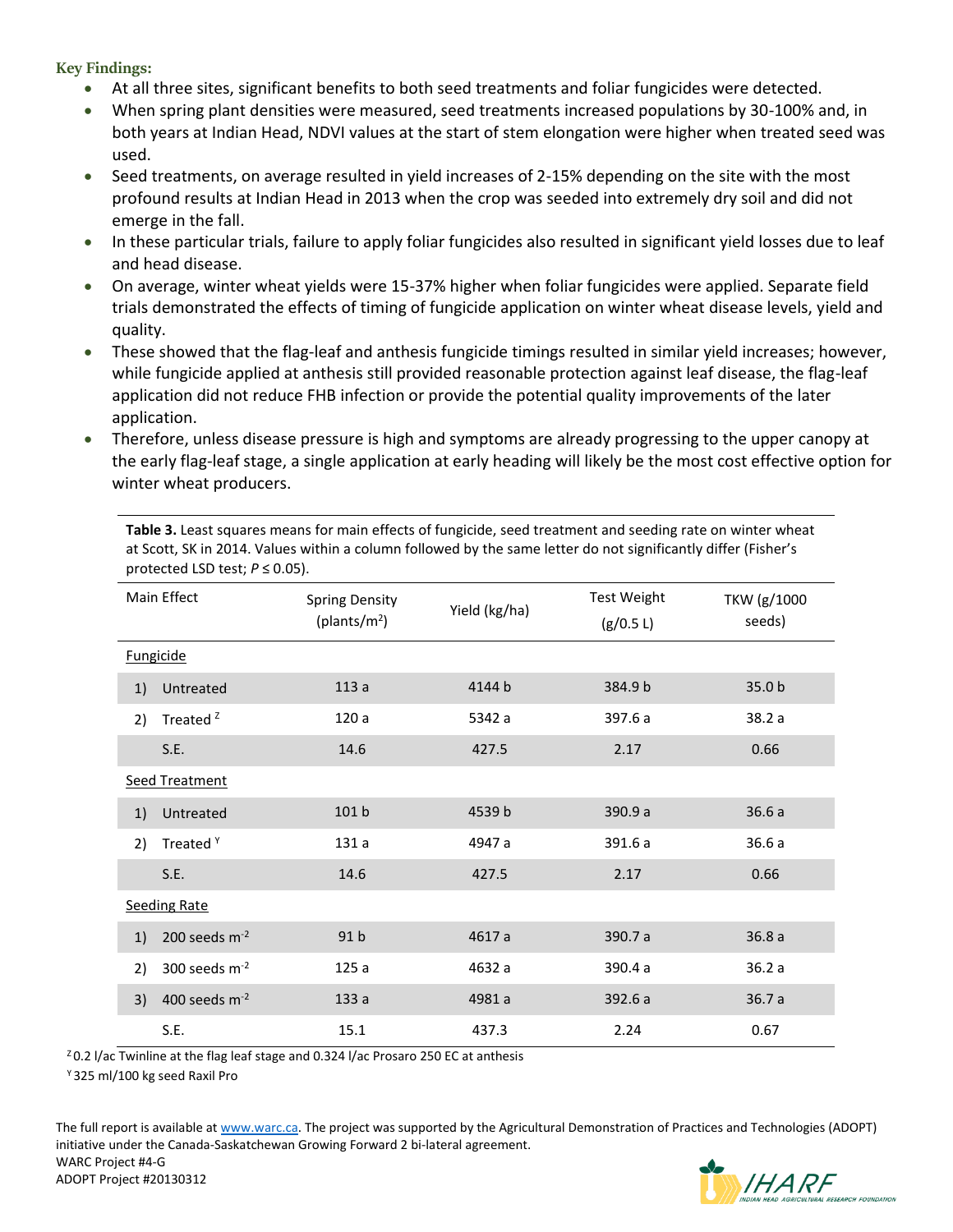### Key Findings:

- At all three sites, significant benefits to both seed treatments and foliar fungicides were detected.
- When spring plant densities were measured, seed treatments increased populations by 30-100% and, in both years at Indian Head, NDVI values at the start of stem elongation were higher when treated seed was used.
- Seed treatments, on average resulted in yield increases of 2-15% depending on the site with the most profound results at Indian Head in 2013 when the crop was seeded into extremely dry soil and did not emerge in the fall.
- In these particular trials, failure to apply foliar fungicides also resulted in significant yield losses due to leaf and head disease.
- On average, winter wheat yields were 15-37% higher when foliar fungicides were applied. Separate field trials demonstrated the effects of timing of fungicide application on winter wheat disease levels, yield and quality.
- These showed that the flag-leaf and anthesis fungicide timings resulted in similar yield increases; however, while fungicide applied at anthesis still provided reasonable protection against leaf disease, the flag-leaf application did not reduce FHB infection or provide the potential quality improvements of the later application.
- Therefore, unless disease pressure is high and symptoms are already progressing to the upper canopy at the early flag-leaf stage, a single application at early heading will likely be the most cost effective option for winter wheat producers.

**Table 3.** Least squares means for main effects of fungicide, seed treatment and seeding rate on winter wheat at Scott, SK in 2014. Values within a column followed by the same letter do not significantly differ (Fisher's protected LSD test; $P \leq 0.05$).

| Main Effect | Spring Density (plants/m$^2$) | Yield (kg/ha) | Test Weight (g/0.5 L) | TKW (g/1000 seeds) |
|---|---|---|---|---|
| Fungicide | | | | |
| 1) Untreated | 113 a | 4144 b | 384.9 b | 35.0 b |
| 2) Treated [Z] | 120 a | 5342 a | 397.6 a | 38.2 a |
| S.E. | 14.6 | 427.5 | 2.17 | 0.66 |
| Seed Treatment | | | | |
| 1) Untreated | 101 b | 4539 b | 390.9 a | 36.6 a |
| 2) Treated [Y] | 131 a | 4947 a | 391.6 a | 36.6 a |
| S.E. | 14.6 | 427.5 | 2.17 | 0.66 |
| Seeding Rate | | | | |
| 1) 200 seeds m$^{-2}$ | 91 b | 4617 a | 390.7 a | 36.8 a |
| 2) 300 seeds m$^{-2}$ | 125 a | 4632 a | 390.4 a | 36.2 a |
| 3) 400 seeds m$^{-2}$ | 133 a | 4981 a | 392.6 a | 36.7 a |
| S.E. | 15.1 | 437.3 | 2.24 | 0.67 |

[Z] 0.2 l/ac Twinline at the flag leaf stage and 0.324 l/ac Prosaro 250 EC at anthesis

[Y] 325 ml/100 kg seed Raxil Pro

The full report is available at www.warc.ca. The project was supported by the Agricultural Demonstration of Practices and Technologies (ADOPT) initiative under the Canada-Saskatchewan Growing Forward 2 bi-lateral agreement.
WARC Project #4-G
ADOPT Project #20130312